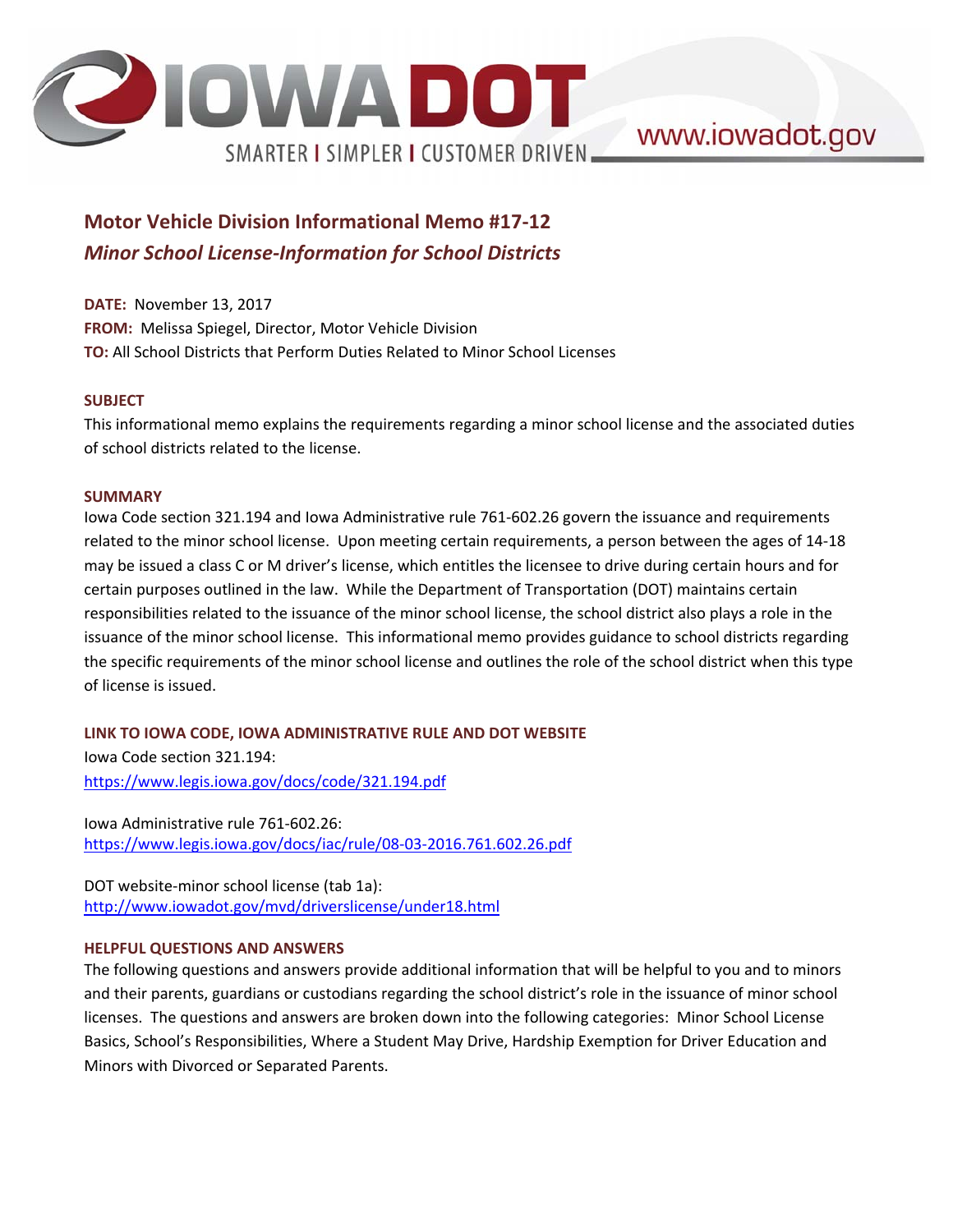IOWA DOT

SMARTER | SIMPLER | CUSTOMER DRIVEN

www.iowadot.gov

# Motor Vehicle Division Informational Memo #17-12

## *Minor School License-Information for School Districts*

**DATE:** November 13, 2017
**FROM:** Melissa Spiegel, Director, Motor Vehicle Division
**TO:** All School Districts that Perform Duties Related to Minor School Licenses

### SUBJECT

This informational memo explains the requirements regarding a minor school license and the associated duties of school districts related to the license.

### SUMMARY

Iowa Code section 321.194 and Iowa Administrative rule 761-602.26 govern the issuance and requirements related to the minor school license. Upon meeting certain requirements, a person between the ages of 14-18 may be issued a class C or M driver's license, which entitles the licensee to drive during certain hours and for certain purposes outlined in the law. While the Department of Transportation (DOT) maintains certain responsibilities related to the issuance of the minor school license, the school district also plays a role in the issuance of the minor school license. This informational memo provides guidance to school districts regarding the specific requirements of the minor school license and outlines the role of the school district when this type of license is issued.

### LINK TO IOWA CODE, IOWA ADMINISTRATIVE RULE AND DOT WEBSITE

Iowa Code section 321.194:
https://www.legis.iowa.gov/docs/code/321.194.pdf

Iowa Administrative rule 761-602.26:
https://www.legis.iowa.gov/docs/iac/rule/08-03-2016.761.602.26.pdf

DOT website-minor school license (tab 1a):
http://www.iowadot.gov/mvd/driverslicense/under18.html

### HELPFUL QUESTIONS AND ANSWERS

The following questions and answers provide additional information that will be helpful to you and to minors and their parents, guardians or custodians regarding the school district's role in the issuance of minor school licenses. The questions and answers are broken down into the following categories: Minor School License Basics, School's Responsibilities, Where a Student May Drive, Hardship Exemption for Driver Education and Minors with Divorced or Separated Parents.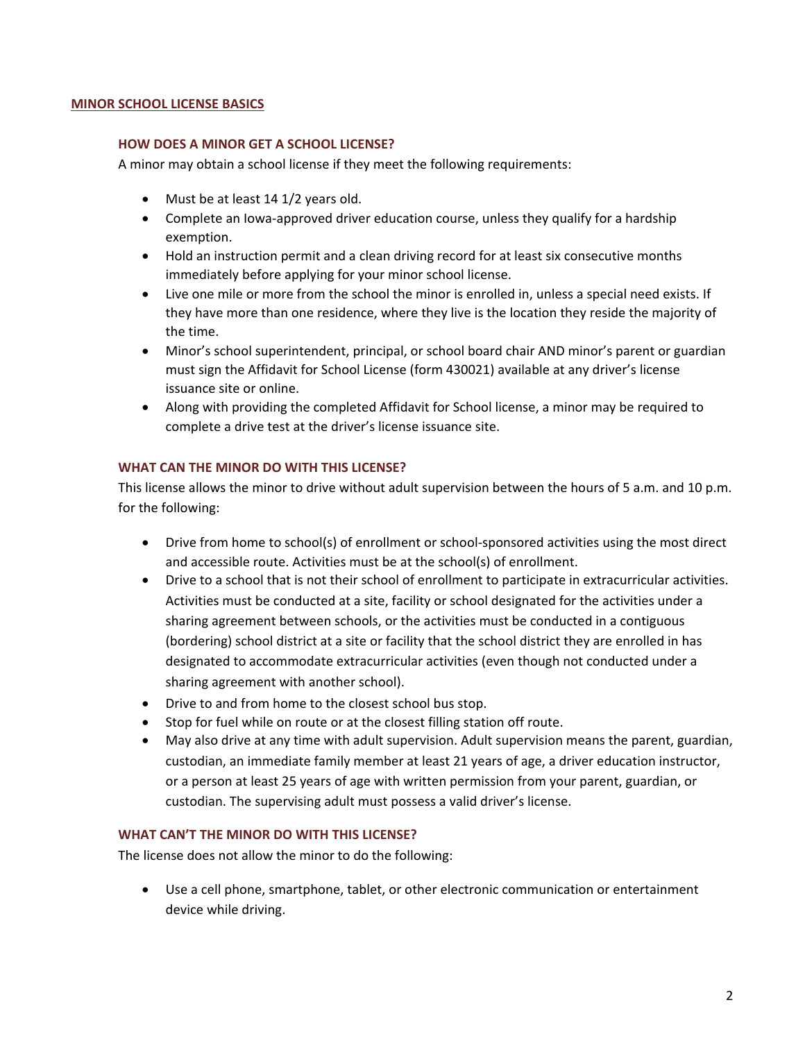## MINOR SCHOOL LICENSE BASICS

### HOW DOES A MINOR GET A SCHOOL LICENSE?

A minor may obtain a school license if they meet the following requirements:

- Must be at least 14 1/2 years old.
- Complete an Iowa-approved driver education course, unless they qualify for a hardship exemption.
- Hold an instruction permit and a clean driving record for at least six consecutive months immediately before applying for your minor school license.
- Live one mile or more from the school the minor is enrolled in, unless a special need exists. If they have more than one residence, where they live is the location they reside the majority of the time.
- Minor's school superintendent, principal, or school board chair AND minor's parent or guardian must sign the Affidavit for School License (form 430021) available at any driver's license issuance site or online.
- Along with providing the completed Affidavit for School license, a minor may be required to complete a drive test at the driver's license issuance site.

### WHAT CAN THE MINOR DO WITH THIS LICENSE?

This license allows the minor to drive without adult supervision between the hours of 5 a.m. and 10 p.m. for the following:

- Drive from home to school(s) of enrollment or school-sponsored activities using the most direct and accessible route. Activities must be at the school(s) of enrollment.
- Drive to a school that is not their school of enrollment to participate in extracurricular activities. Activities must be conducted at a site, facility or school designated for the activities under a sharing agreement between schools, or the activities must be conducted in a contiguous (bordering) school district at a site or facility that the school district they are enrolled in has designated to accommodate extracurricular activities (even though not conducted under a sharing agreement with another school).
- Drive to and from home to the closest school bus stop.
- Stop for fuel while on route or at the closest filling station off route.
- May also drive at any time with adult supervision. Adult supervision means the parent, guardian, custodian, an immediate family member at least 21 years of age, a driver education instructor, or a person at least 25 years of age with written permission from your parent, guardian, or custodian. The supervising adult must possess a valid driver's license.

### WHAT CAN'T THE MINOR DO WITH THIS LICENSE?

The license does not allow the minor to do the following:

- Use a cell phone, smartphone, tablet, or other electronic communication or entertainment device while driving.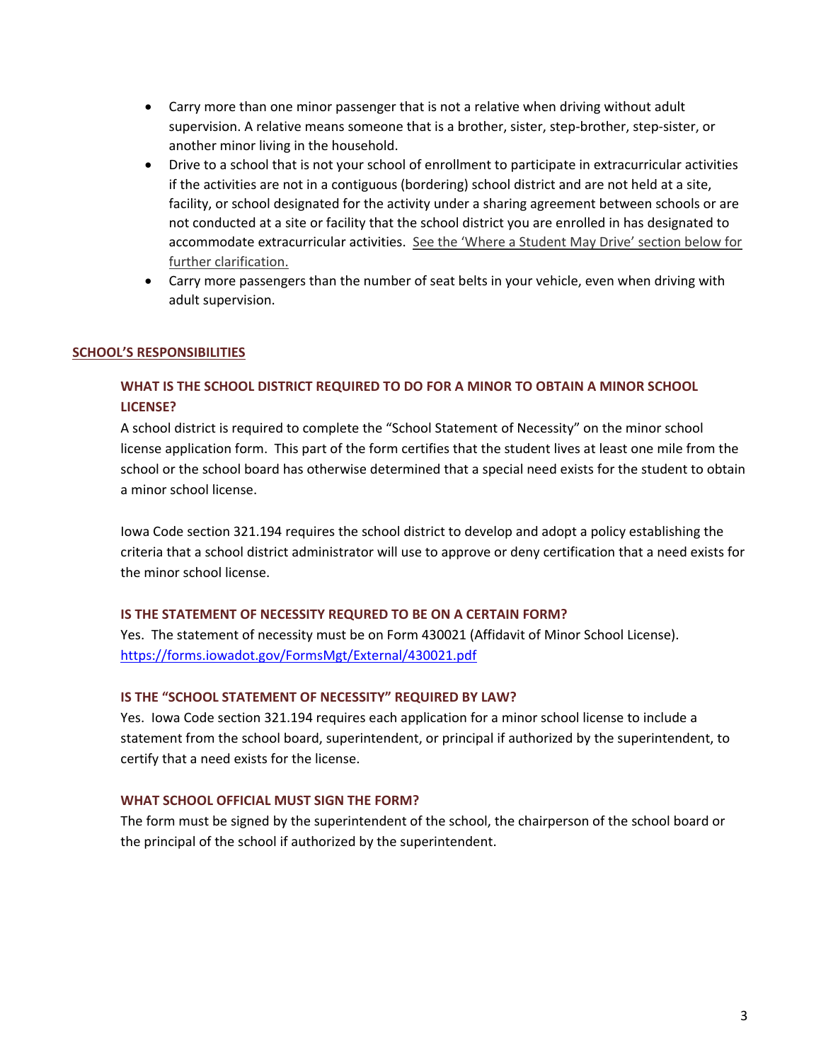- Carry more than one minor passenger that is not a relative when driving without adult supervision. A relative means someone that is a brother, sister, step-brother, step-sister, or another minor living in the household.
- Drive to a school that is not your school of enrollment to participate in extracurricular activities if the activities are not in a contiguous (bordering) school district and are not held at a site, facility, or school designated for the activity under a sharing agreement between schools or are not conducted at a site or facility that the school district you are enrolled in has designated to accommodate extracurricular activities. See the 'Where a Student May Drive' section below for further clarification.
- Carry more passengers than the number of seat belts in your vehicle, even when driving with adult supervision.

## SCHOOL'S RESPONSIBILITIES

### WHAT IS THE SCHOOL DISTRICT REQUIRED TO DO FOR A MINOR TO OBTAIN A MINOR SCHOOL LICENSE?

A school district is required to complete the "School Statement of Necessity" on the minor school license application form. This part of the form certifies that the student lives at least one mile from the school or the school board has otherwise determined that a special need exists for the student to obtain a minor school license.

Iowa Code section 321.194 requires the school district to develop and adopt a policy establishing the criteria that a school district administrator will use to approve or deny certification that a need exists for the minor school license.

### IS THE STATEMENT OF NECESSITY REQURED TO BE ON A CERTAIN FORM?

Yes. The statement of necessity must be on Form 430021 (Affidavit of Minor School License). https://forms.iowadot.gov/FormsMgt/External/430021.pdf

### IS THE "SCHOOL STATEMENT OF NECESSITY" REQUIRED BY LAW?

Yes. Iowa Code section 321.194 requires each application for a minor school license to include a statement from the school board, superintendent, or principal if authorized by the superintendent, to certify that a need exists for the license.

### WHAT SCHOOL OFFICIAL MUST SIGN THE FORM?

The form must be signed by the superintendent of the school, the chairperson of the school board or the principal of the school if authorized by the superintendent.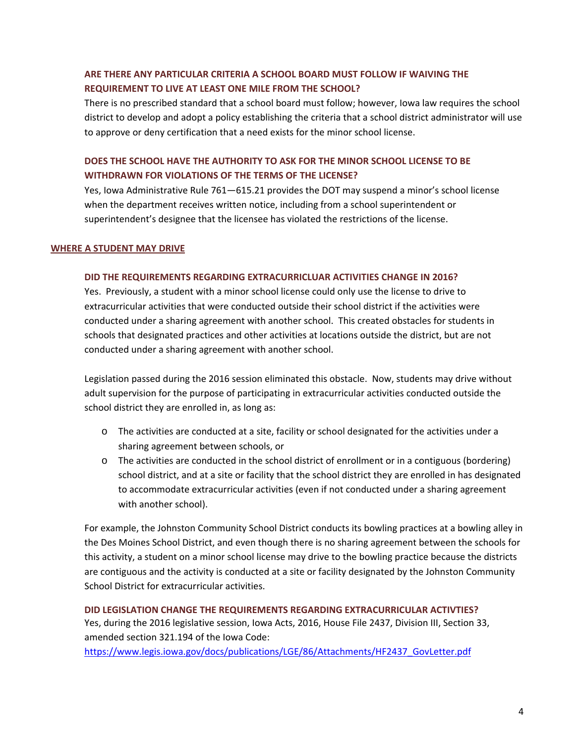### ARE THERE ANY PARTICULAR CRITERIA A SCHOOL BOARD MUST FOLLOW IF WAIVING THE REQUIREMENT TO LIVE AT LEAST ONE MILE FROM THE SCHOOL?

There is no prescribed standard that a school board must follow; however, Iowa law requires the school district to develop and adopt a policy establishing the criteria that a school district administrator will use to approve or deny certification that a need exists for the minor school license.

### DOES THE SCHOOL HAVE THE AUTHORITY TO ASK FOR THE MINOR SCHOOL LICENSE TO BE WITHDRAWN FOR VIOLATIONS OF THE TERMS OF THE LICENSE?

Yes, Iowa Administrative Rule 761—615.21 provides the DOT may suspend a minor's school license when the department receives written notice, including from a school superintendent or superintendent's designee that the licensee has violated the restrictions of the license.

## WHERE A STUDENT MAY DRIVE

### DID THE REQUIREMENTS REGARDING EXTRACURRICLUAR ACTIVITIES CHANGE IN 2016?

Yes. Previously, a student with a minor school license could only use the license to drive to extracurricular activities that were conducted outside their school district if the activities were conducted under a sharing agreement with another school. This created obstacles for students in schools that designated practices and other activities at locations outside the district, but are not conducted under a sharing agreement with another school.

Legislation passed during the 2016 session eliminated this obstacle. Now, students may drive without adult supervision for the purpose of participating in extracurricular activities conducted outside the school district they are enrolled in, as long as:

- The activities are conducted at a site, facility or school designated for the activities under a sharing agreement between schools, or
- The activities are conducted in the school district of enrollment or in a contiguous (bordering) school district, and at a site or facility that the school district they are enrolled in has designated to accommodate extracurricular activities (even if not conducted under a sharing agreement with another school).

For example, the Johnston Community School District conducts its bowling practices at a bowling alley in the Des Moines School District, and even though there is no sharing agreement between the schools for this activity, a student on a minor school license may drive to the bowling practice because the districts are contiguous and the activity is conducted at a site or facility designated by the Johnston Community School District for extracurricular activities.

### DID LEGISLATION CHANGE THE REQUIREMENTS REGARDING EXTRACURRICULAR ACTIVTIES?

Yes, during the 2016 legislative session, Iowa Acts, 2016, House File 2437, Division III, Section 33, amended section 321.194 of the Iowa Code:
https://www.legis.iowa.gov/docs/publications/LGE/86/Attachments/HF2437_GovLetter.pdf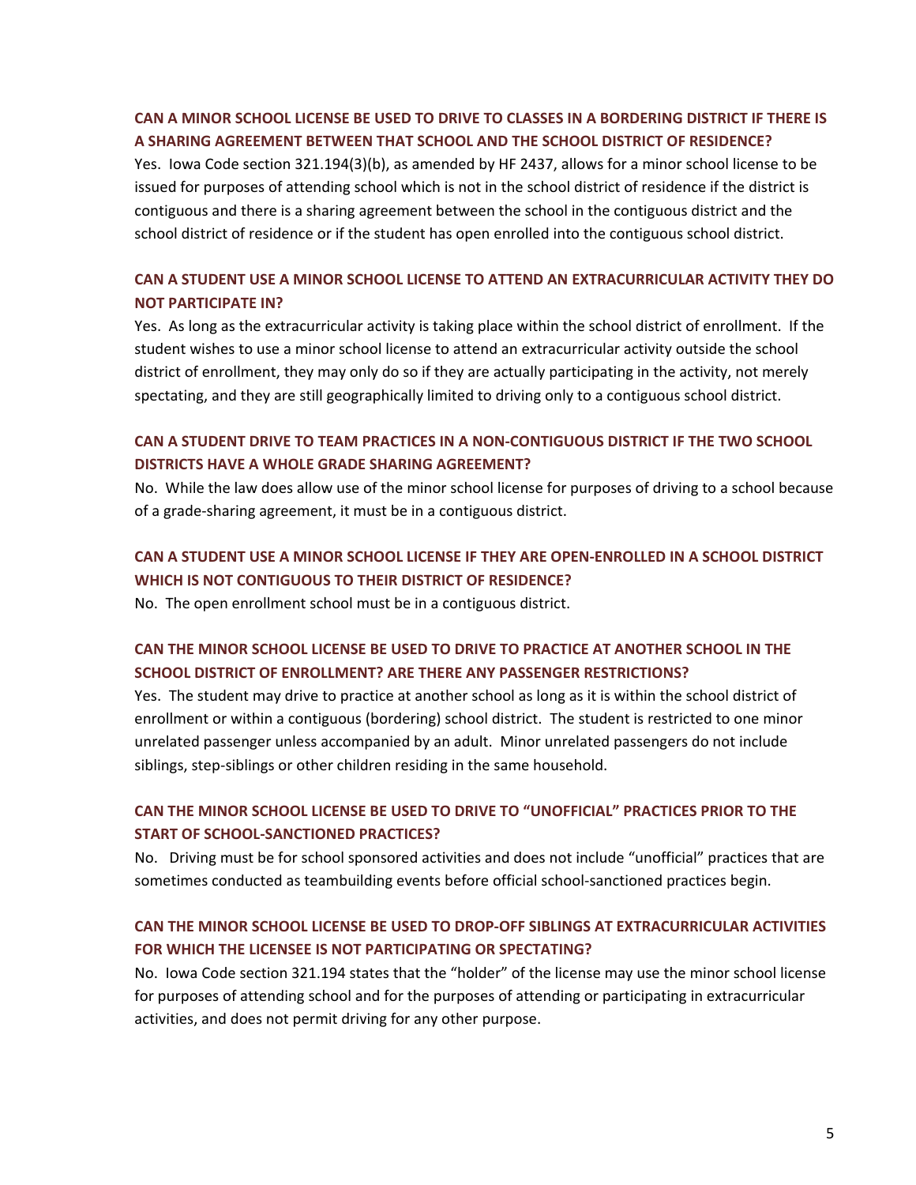### CAN A MINOR SCHOOL LICENSE BE USED TO DRIVE TO CLASSES IN A BORDERING DISTRICT IF THERE IS A SHARING AGREEMENT BETWEEN THAT SCHOOL AND THE SCHOOL DISTRICT OF RESIDENCE?

Yes. Iowa Code section 321.194(3)(b), as amended by HF 2437, allows for a minor school license to be issued for purposes of attending school which is not in the school district of residence if the district is contiguous and there is a sharing agreement between the school in the contiguous district and the school district of residence or if the student has open enrolled into the contiguous school district.

### CAN A STUDENT USE A MINOR SCHOOL LICENSE TO ATTEND AN EXTRACURRICULAR ACTIVITY THEY DO NOT PARTICIPATE IN?

Yes. As long as the extracurricular activity is taking place within the school district of enrollment. If the student wishes to use a minor school license to attend an extracurricular activity outside the school district of enrollment, they may only do so if they are actually participating in the activity, not merely spectating, and they are still geographically limited to driving only to a contiguous school district.

### CAN A STUDENT DRIVE TO TEAM PRACTICES IN A NON-CONTIGUOUS DISTRICT IF THE TWO SCHOOL DISTRICTS HAVE A WHOLE GRADE SHARING AGREEMENT?

No. While the law does allow use of the minor school license for purposes of driving to a school because of a grade-sharing agreement, it must be in a contiguous district.

### CAN A STUDENT USE A MINOR SCHOOL LICENSE IF THEY ARE OPEN-ENROLLED IN A SCHOOL DISTRICT WHICH IS NOT CONTIGUOUS TO THEIR DISTRICT OF RESIDENCE?

No. The open enrollment school must be in a contiguous district.

### CAN THE MINOR SCHOOL LICENSE BE USED TO DRIVE TO PRACTICE AT ANOTHER SCHOOL IN THE SCHOOL DISTRICT OF ENROLLMENT? ARE THERE ANY PASSENGER RESTRICTIONS?

Yes. The student may drive to practice at another school as long as it is within the school district of enrollment or within a contiguous (bordering) school district. The student is restricted to one minor unrelated passenger unless accompanied by an adult. Minor unrelated passengers do not include siblings, step-siblings or other children residing in the same household.

### CAN THE MINOR SCHOOL LICENSE BE USED TO DRIVE TO "UNOFFICIAL" PRACTICES PRIOR TO THE START OF SCHOOL-SANCTIONED PRACTICES?

No. Driving must be for school sponsored activities and does not include "unofficial" practices that are sometimes conducted as teambuilding events before official school-sanctioned practices begin.

### CAN THE MINOR SCHOOL LICENSE BE USED TO DROP-OFF SIBLINGS AT EXTRACURRICULAR ACTIVITIES FOR WHICH THE LICENSEE IS NOT PARTICIPATING OR SPECTATING?

No. Iowa Code section 321.194 states that the "holder" of the license may use the minor school license for purposes of attending school and for the purposes of attending or participating in extracurricular activities, and does not permit driving for any other purpose.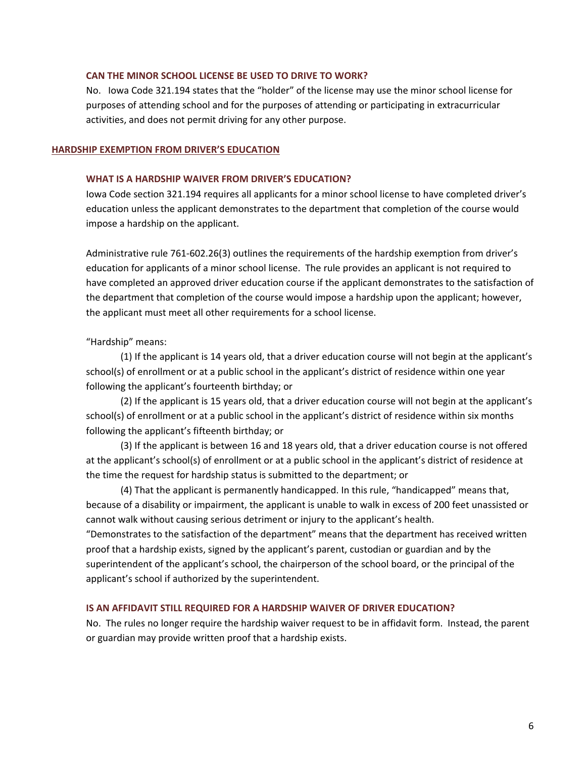### CAN THE MINOR SCHOOL LICENSE BE USED TO DRIVE TO WORK?

No. Iowa Code 321.194 states that the "holder" of the license may use the minor school license for purposes of attending school and for the purposes of attending or participating in extracurricular activities, and does not permit driving for any other purpose.

## HARDSHIP EXEMPTION FROM DRIVER'S EDUCATION

### WHAT IS A HARDSHIP WAIVER FROM DRIVER'S EDUCATION?

Iowa Code section 321.194 requires all applicants for a minor school license to have completed driver's education unless the applicant demonstrates to the department that completion of the course would impose a hardship on the applicant.

Administrative rule 761-602.26(3) outlines the requirements of the hardship exemption from driver's education for applicants of a minor school license. The rule provides an applicant is not required to have completed an approved driver education course if the applicant demonstrates to the satisfaction of the department that completion of the course would impose a hardship upon the applicant; however, the applicant must meet all other requirements for a school license.

"Hardship" means:

(1) If the applicant is 14 years old, that a driver education course will not begin at the applicant's school(s) of enrollment or at a public school in the applicant's district of residence within one year following the applicant's fourteenth birthday; or

(2) If the applicant is 15 years old, that a driver education course will not begin at the applicant's school(s) of enrollment or at a public school in the applicant's district of residence within six months following the applicant's fifteenth birthday; or

(3) If the applicant is between 16 and 18 years old, that a driver education course is not offered at the applicant's school(s) of enrollment or at a public school in the applicant's district of residence at the time the request for hardship status is submitted to the department; or

(4) That the applicant is permanently handicapped. In this rule, "handicapped" means that, because of a disability or impairment, the applicant is unable to walk in excess of 200 feet unassisted or cannot walk without causing serious detriment or injury to the applicant's health.

"Demonstrates to the satisfaction of the department" means that the department has received written proof that a hardship exists, signed by the applicant's parent, custodian or guardian and by the superintendent of the applicant's school, the chairperson of the school board, or the principal of the applicant's school if authorized by the superintendent.

### IS AN AFFIDAVIT STILL REQUIRED FOR A HARDSHIP WAIVER OF DRIVER EDUCATION?

No. The rules no longer require the hardship waiver request to be in affidavit form. Instead, the parent or guardian may provide written proof that a hardship exists.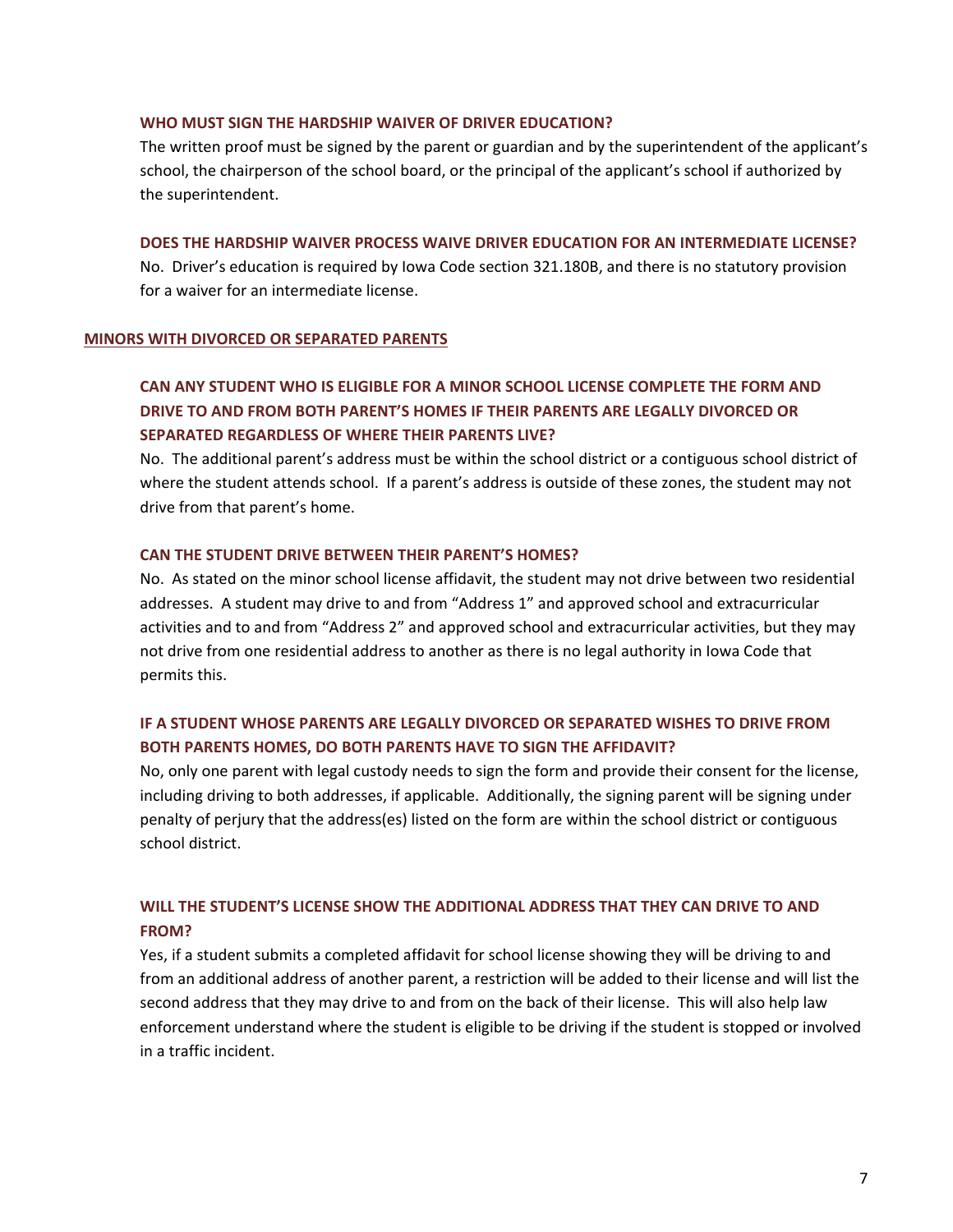### WHO MUST SIGN THE HARDSHIP WAIVER OF DRIVER EDUCATION?

The written proof must be signed by the parent or guardian and by the superintendent of the applicant's school, the chairperson of the school board, or the principal of the applicant's school if authorized by the superintendent.

### DOES THE HARDSHIP WAIVER PROCESS WAIVE DRIVER EDUCATION FOR AN INTERMEDIATE LICENSE?

No. Driver's education is required by Iowa Code section 321.180B, and there is no statutory provision for a waiver for an intermediate license.

## MINORS WITH DIVORCED OR SEPARATED PARENTS

### CAN ANY STUDENT WHO IS ELIGIBLE FOR A MINOR SCHOOL LICENSE COMPLETE THE FORM AND DRIVE TO AND FROM BOTH PARENT'S HOMES IF THEIR PARENTS ARE LEGALLY DIVORCED OR SEPARATED REGARDLESS OF WHERE THEIR PARENTS LIVE?

No. The additional parent's address must be within the school district or a contiguous school district of where the student attends school. If a parent's address is outside of these zones, the student may not drive from that parent's home.

### CAN THE STUDENT DRIVE BETWEEN THEIR PARENT'S HOMES?

No. As stated on the minor school license affidavit, the student may not drive between two residential addresses. A student may drive to and from "Address 1" and approved school and extracurricular activities and to and from "Address 2" and approved school and extracurricular activities, but they may not drive from one residential address to another as there is no legal authority in Iowa Code that permits this.

### IF A STUDENT WHOSE PARENTS ARE LEGALLY DIVORCED OR SEPARATED WISHES TO DRIVE FROM BOTH PARENTS HOMES, DO BOTH PARENTS HAVE TO SIGN THE AFFIDAVIT?

No, only one parent with legal custody needs to sign the form and provide their consent for the license, including driving to both addresses, if applicable. Additionally, the signing parent will be signing under penalty of perjury that the address(es) listed on the form are within the school district or contiguous school district.

### WILL THE STUDENT'S LICENSE SHOW THE ADDITIONAL ADDRESS THAT THEY CAN DRIVE TO AND FROM?

Yes, if a student submits a completed affidavit for school license showing they will be driving to and from an additional address of another parent, a restriction will be added to their license and will list the second address that they may drive to and from on the back of their license. This will also help law enforcement understand where the student is eligible to be driving if the student is stopped or involved in a traffic incident.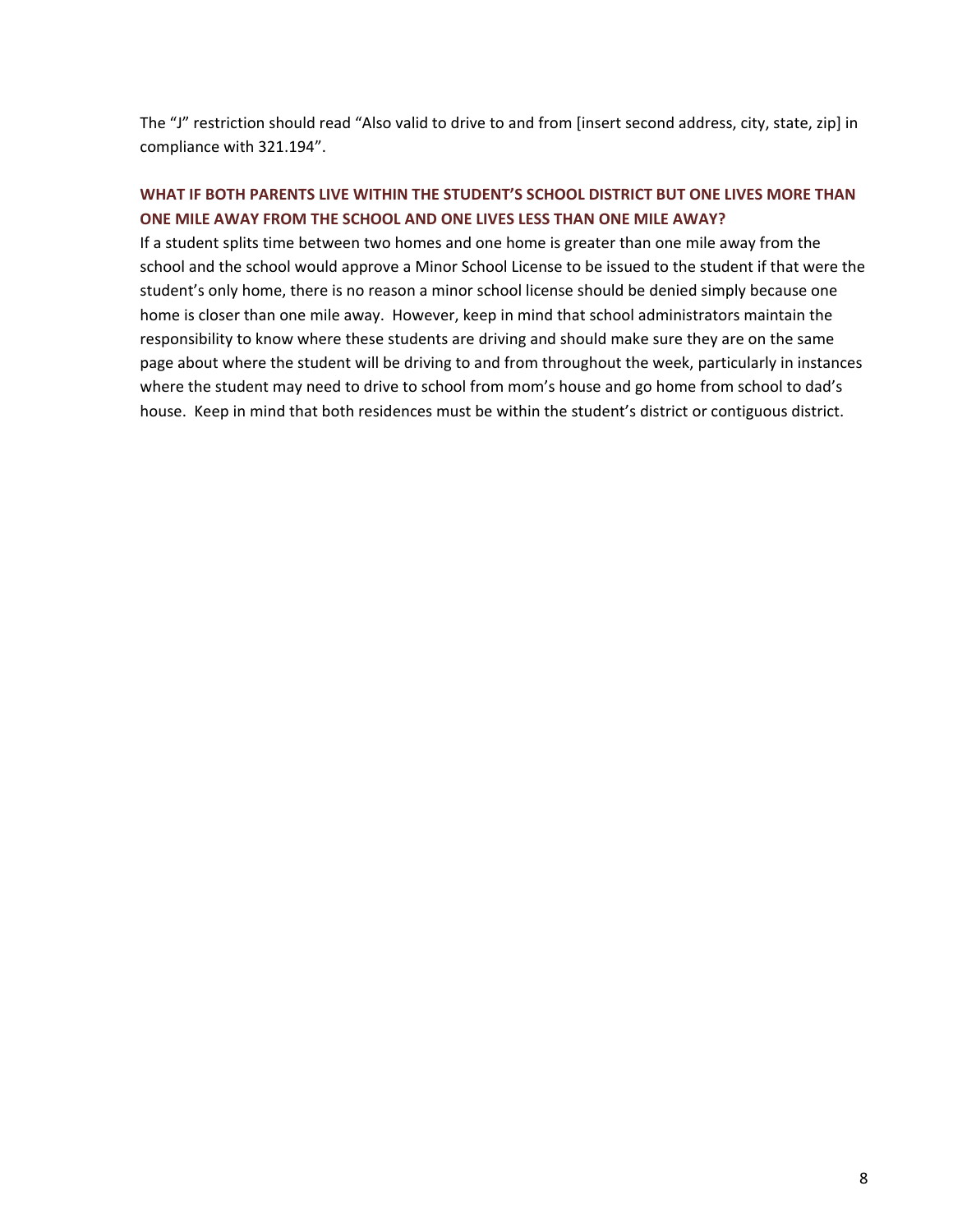The “J” restriction should read “Also valid to drive to and from [insert second address, city, state, zip] in compliance with 321.194”.

### WHAT IF BOTH PARENTS LIVE WITHIN THE STUDENT’S SCHOOL DISTRICT BUT ONE LIVES MORE THAN ONE MILE AWAY FROM THE SCHOOL AND ONE LIVES LESS THAN ONE MILE AWAY?

If a student splits time between two homes and one home is greater than one mile away from the school and the school would approve a Minor School License to be issued to the student if that were the student’s only home, there is no reason a minor school license should be denied simply because one home is closer than one mile away. However, keep in mind that school administrators maintain the responsibility to know where these students are driving and should make sure they are on the same page about where the student will be driving to and from throughout the week, particularly in instances where the student may need to drive to school from mom’s house and go home from school to dad’s house. Keep in mind that both residences must be within the student’s district or contiguous district.